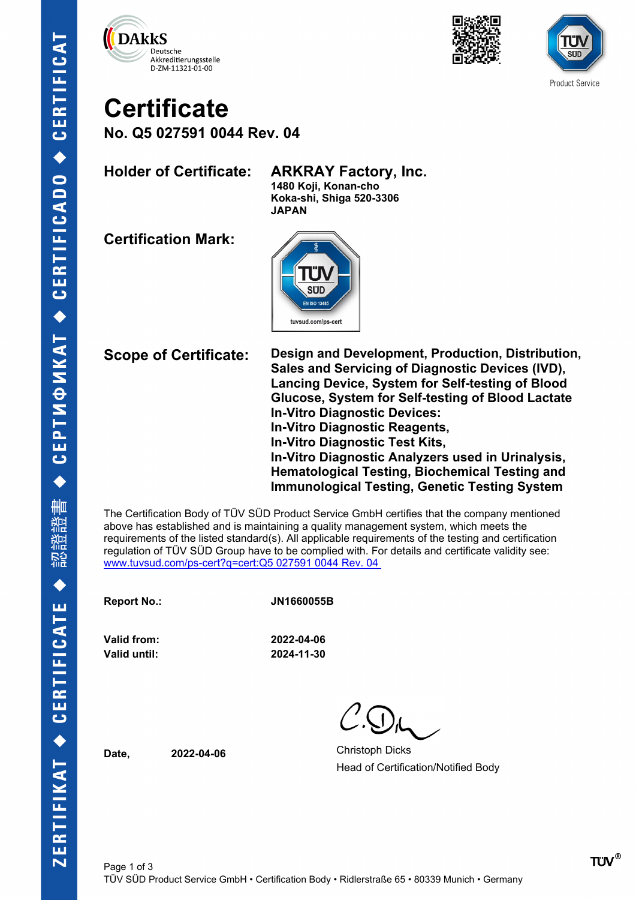DAkkS
Deutsche
Akkreditierungsstelle
D-ZM-11321-01-00

TÜV SÜD Product Service

# Certificate

## No. Q5 027591 0044 Rev. 04

**Holder of Certificate:** **ARKRAY Factory, Inc.**
**1480 Koji, Konan-cho**
**Koka-shi, Shiga 520-3306**
**JAPAN**

**Certification Mark:**

TÜV SÜD EN ISO 13485 tuvsud.com/ps-cert

**Scope of Certificate:** **Design and Development, Production, Distribution, Sales and Servicing of Diagnostic Devices (IVD), Lancing Device, System for Self-testing of Blood Glucose, System for Self-testing of Blood Lactate**
**In-Vitro Diagnostic Devices:**
**In-Vitro Diagnostic Reagents,**
**In-Vitro Diagnostic Test Kits,**
**In-Vitro Diagnostic Analyzers used in Urinalysis, Hematological Testing, Biochemical Testing and Immunological Testing, Genetic Testing System**

The Certification Body of TÜV SÜD Product Service GmbH certifies that the company mentioned above has established and is maintaining a quality management system, which meets the requirements of the listed standard(s). All applicable requirements of the testing and certification regulation of TÜV SÜD Group have to be complied with. For details and certificate validity see: www.tuvsud.com/ps-cert?q=cert:Q5 027591 0044 Rev. 04

**Report No.:** **JN1660055B**

**Valid from:** **2022-04-06**
**Valid until:** **2024-11-30**

**Date,** **2022-04-06**

Christoph Dicks
Head of Certification/Notified Body

TÜV SÜD Product Service GmbH • Certification Body • Ridlerstraße 65 • 80339 Munich • Germany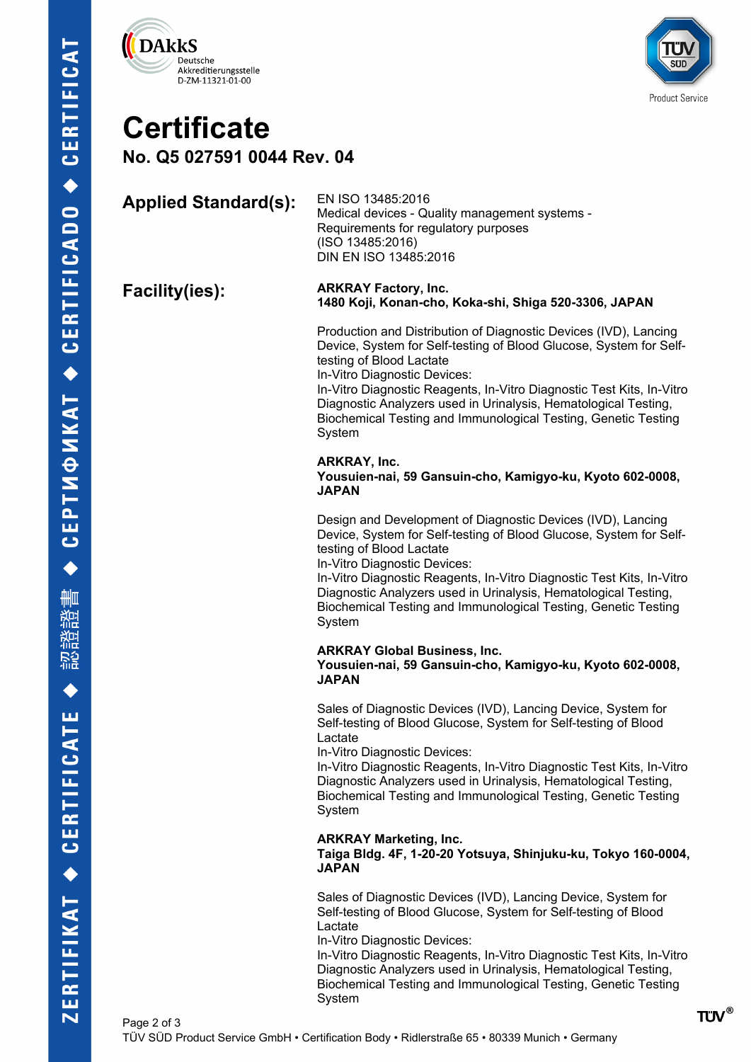DAkkS
Deutsche
Akkreditierungsstelle
D-ZM-11321-01-00

TÜV SÜD
Product Service

# Certificate

## No. Q5 027591 0044 Rev. 04

**Applied Standard(s):**

EN ISO 13485:2016
Medical devices - Quality management systems -
Requirements for regulatory purposes
(ISO 13485:2016)
DIN EN ISO 13485:2016

**Facility(ies):**

**ARKRAY Factory, Inc.**
**1480 Koji, Konan-cho, Koka-shi, Shiga 520-3306, JAPAN**

Production and Distribution of Diagnostic Devices (IVD), Lancing Device, System for Self-testing of Blood Glucose, System for Self-testing of Blood Lactate
In-Vitro Diagnostic Devices:
In-Vitro Diagnostic Reagents, In-Vitro Diagnostic Test Kits, In-Vitro Diagnostic Analyzers used in Urinalysis, Hematological Testing, Biochemical Testing and Immunological Testing, Genetic Testing System

**ARKRAY, Inc.**
**Yousuien-nai, 59 Gansuin-cho, Kamigyo-ku, Kyoto 602-0008, JAPAN**

Design and Development of Diagnostic Devices (IVD), Lancing Device, System for Self-testing of Blood Glucose, System for Self-testing of Blood Lactate
In-Vitro Diagnostic Devices:
In-Vitro Diagnostic Reagents, In-Vitro Diagnostic Test Kits, In-Vitro Diagnostic Analyzers used in Urinalysis, Hematological Testing, Biochemical Testing and Immunological Testing, Genetic Testing System

**ARKRAY Global Business, Inc.**
**Yousuien-nai, 59 Gansuin-cho, Kamigyo-ku, Kyoto 602-0008, JAPAN**

Sales of Diagnostic Devices (IVD), Lancing Device, System for Self-testing of Blood Glucose, System for Self-testing of Blood Lactate
In-Vitro Diagnostic Devices:
In-Vitro Diagnostic Reagents, In-Vitro Diagnostic Test Kits, In-Vitro Diagnostic Analyzers used in Urinalysis, Hematological Testing, Biochemical Testing and Immunological Testing, Genetic Testing System

**ARKRAY Marketing, Inc.**
**Taiga Bldg. 4F, 1-20-20 Yotsuya, Shinjuku-ku, Tokyo 160-0004, JAPAN**

Sales of Diagnostic Devices (IVD), Lancing Device, System for Self-testing of Blood Glucose, System for Self-testing of Blood Lactate
In-Vitro Diagnostic Devices:
In-Vitro Diagnostic Reagents, In-Vitro Diagnostic Test Kits, In-Vitro Diagnostic Analyzers used in Urinalysis, Hematological Testing, Biochemical Testing and Immunological Testing, Genetic Testing System

TÜV SÜD Product Service GmbH • Certification Body • Ridlerstraße 65 • 80339 Munich • Germany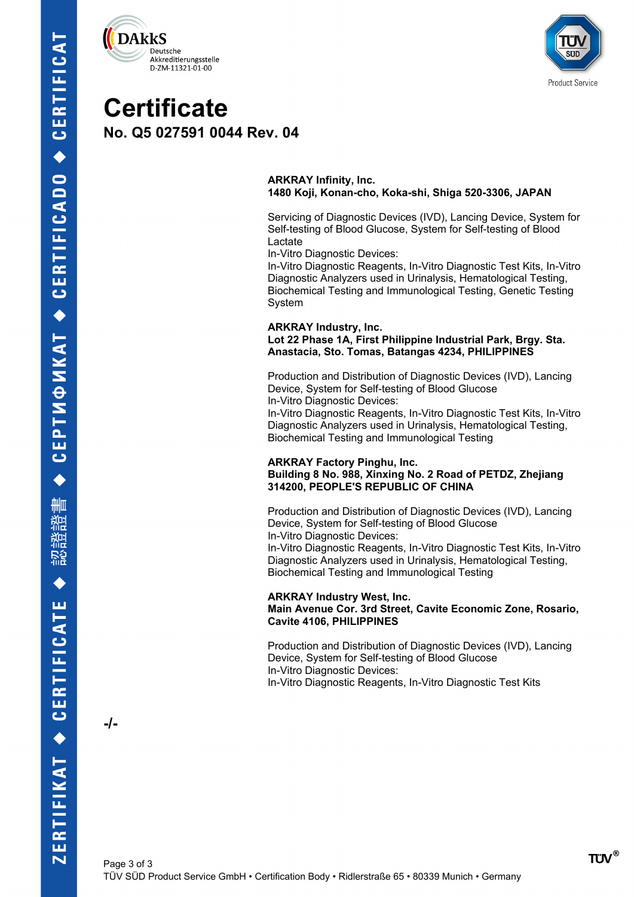DAkkS
Deutsche
Akkreditierungsstelle
D-ZM-11321-01-00

TÜV SÜD
Product Service

# Certificate

## No. Q5 027591 0044 Rev. 04

**ARKRAY Infinity, Inc.**
**1480 Koji, Konan-cho, Koka-shi, Shiga 520-3306, JAPAN**

Servicing of Diagnostic Devices (IVD), Lancing Device, System for Self-testing of Blood Glucose, System for Self-testing of Blood Lactate
In-Vitro Diagnostic Devices:
In-Vitro Diagnostic Reagents, In-Vitro Diagnostic Test Kits, In-Vitro Diagnostic Analyzers used in Urinalysis, Hematological Testing, Biochemical Testing and Immunological Testing, Genetic Testing System

**ARKRAY Industry, Inc.**
**Lot 22 Phase 1A, First Philippine Industrial Park, Brgy. Sta. Anastacia, Sto. Tomas, Batangas 4234, PHILIPPINES**

Production and Distribution of Diagnostic Devices (IVD), Lancing Device, System for Self-testing of Blood Glucose
In-Vitro Diagnostic Devices:
In-Vitro Diagnostic Reagents, In-Vitro Diagnostic Test Kits, In-Vitro Diagnostic Analyzers used in Urinalysis, Hematological Testing, Biochemical Testing and Immunological Testing

**ARKRAY Factory Pinghu, Inc.**
**Building 8 No. 988, Xinxing No. 2 Road of PETDZ, Zhejiang 314200, PEOPLE'S REPUBLIC OF CHINA**

Production and Distribution of Diagnostic Devices (IVD), Lancing Device, System for Self-testing of Blood Glucose
In-Vitro Diagnostic Devices:
In-Vitro Diagnostic Reagents, In-Vitro Diagnostic Test Kits, In-Vitro Diagnostic Analyzers used in Urinalysis, Hematological Testing, Biochemical Testing and Immunological Testing

**ARKRAY Industry West, Inc.**
**Main Avenue Cor. 3rd Street, Cavite Economic Zone, Rosario, Cavite 4106, PHILIPPINES**

Production and Distribution of Diagnostic Devices (IVD), Lancing Device, System for Self-testing of Blood Glucose
In-Vitro Diagnostic Devices:
In-Vitro Diagnostic Reagents, In-Vitro Diagnostic Test Kits

**-/-**

TÜV SÜD Product Service GmbH • Certification Body • Ridlerstraße 65 • 80339 Munich • Germany